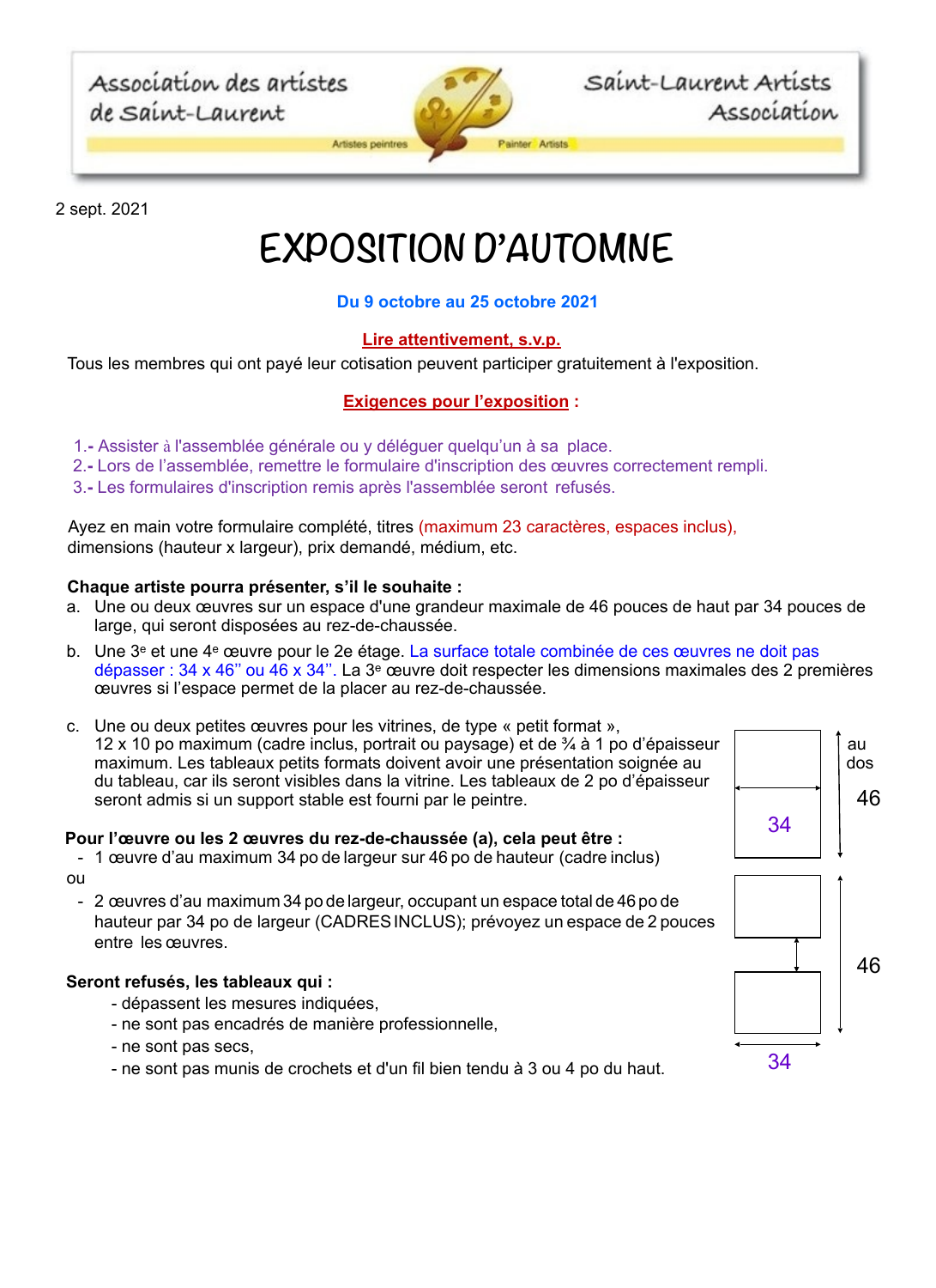Association des artistes de Saint-Laurent — Artistes peintres / Painter Artists — Saint-Laurent Artists Association

2 sept. 2021

# EXPOSITION D'AUTOMNE

**Du 9 octobre au 25 octobre 2021**

**Lire attentivement, s.v.p.**

Tous les membres qui ont payé leur cotisation peuvent participer gratuitement à l'exposition.

**Exigences pour l'exposition :**

1.- Assister à l'assemblée générale ou y déléguer quelqu'un à sa place.
2.- Lors de l'assemblée, remettre le formulaire d'inscription des œuvres correctement rempli.
3.- Les formulaires d'inscription remis après l'assemblée seront refusés.

Ayez en main votre formulaire complété, titres (maximum 23 caractères, espaces inclus), dimensions (hauteur x largeur), prix demandé, médium, etc.

**Chaque artiste pourra présenter, s'il le souhaite :**

a. Une ou deux œuvres sur un espace d'une grandeur maximale de 46 pouces de haut par 34 pouces de large, qui seront disposées au rez-de-chaussée.

b. Une 3e et une 4e œuvre pour le 2e étage. La surface totale combinée de ces œuvres ne doit pas dépasser : 34 x 46'' ou 46 x 34''. La 3e œuvre doit respecter les dimensions maximales des 2 premières œuvres si l'espace permet de la placer au rez-de-chaussée.

c. Une ou deux petites œuvres pour les vitrines, de type « petit format », 12 x 10 po maximum (cadre inclus, portrait ou paysage) et de ¾ à 1 po d'épaisseur maximum. Les tableaux petits formats doivent avoir une présentation soignée au dos du tableau, car ils seront visibles dans la vitrine. Les tableaux de 2 po d'épaisseur seront admis si un support stable est fourni par le peintre.

**Pour l'œuvre ou les 2 œuvres du rez-de-chaussée (a), cela peut être :**

- 1 œuvre d'au maximum 34 po de largeur sur 46 po de hauteur (cadre inclus)

ou

- 2 œuvres d'au maximum 34 po de largeur, occupant un espace total de 46 po de hauteur par 34 po de largeur (CADRES INCLUS); prévoyez un espace de 2 pouces entre les œuvres.

46 / 34 — 46 / 34

**Seront refusés, les tableaux qui :**

- dépassent les mesures indiquées,
- ne sont pas encadrés de manière professionnelle,
- ne sont pas secs,
- ne sont pas munis de crochets et d'un fil bien tendu à 3 ou 4 po du haut.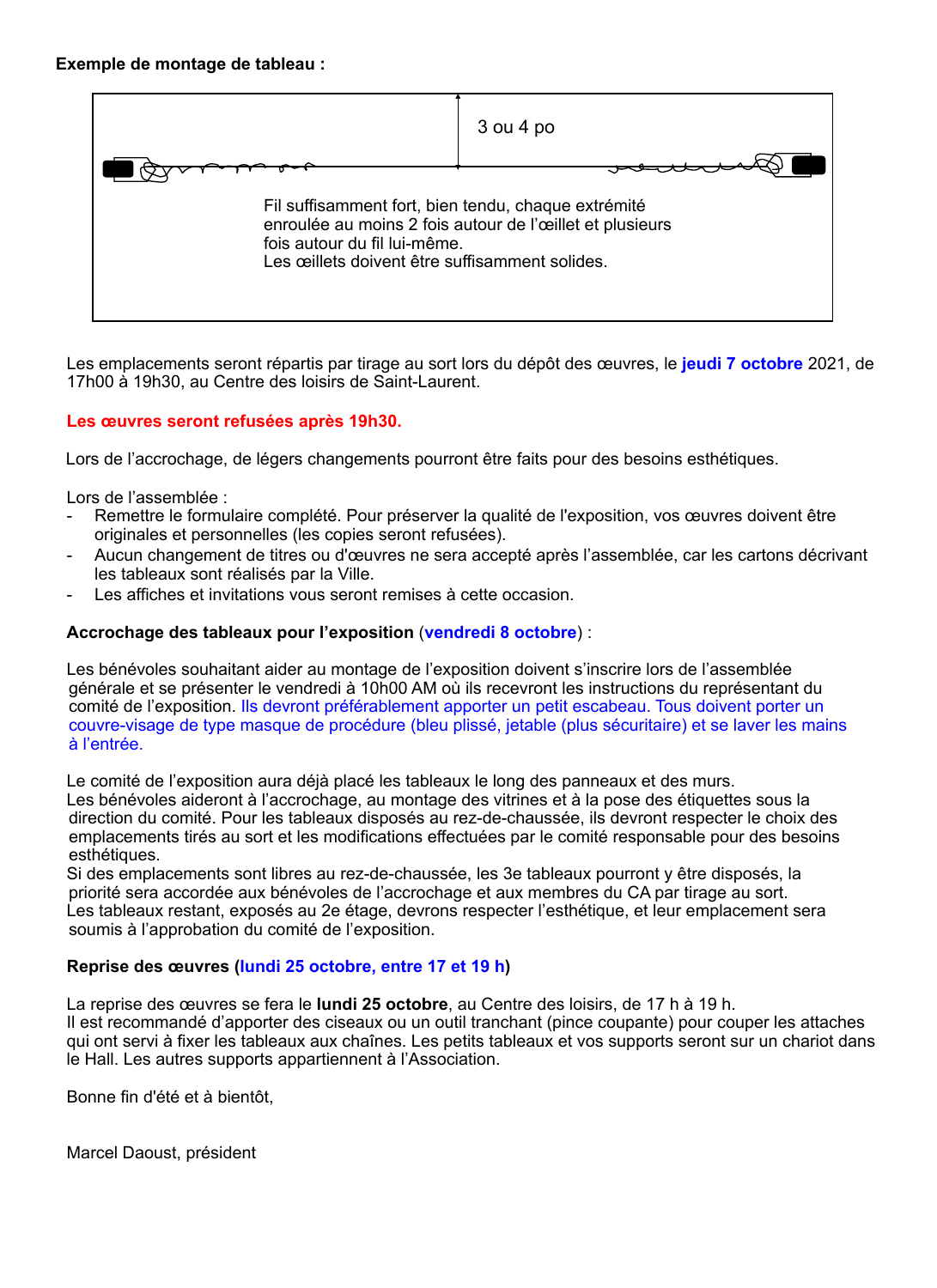**Exemple de montage de tableau :**

3 ou 4 po

Fil suffisamment fort, bien tendu, chaque extrémité enroulée au moins 2 fois autour de l'œillet et plusieurs fois autour du fil lui-même.
Les œillets doivent être suffisamment solides.

Les emplacements seront répartis par tirage au sort lors du dépôt des œuvres, le **jeudi 7 octobre** 2021, de 17h00 à 19h30, au Centre des loisirs de Saint-Laurent.

**Les œuvres seront refusées après 19h30.**

Lors de l'accrochage, de légers changements pourront être faits pour des besoins esthétiques.

Lors de l'assemblée :

- Remettre le formulaire complété. Pour préserver la qualité de l'exposition, vos œuvres doivent être originales et personnelles (les copies seront refusées).
- Aucun changement de titres ou d'œuvres ne sera accepté après l'assemblée, car les cartons décrivant les tableaux sont réalisés par la Ville.
- Les affiches et invitations vous seront remises à cette occasion.

**Accrochage des tableaux pour l'exposition** (**vendredi 8 octobre**) :

Les bénévoles souhaitant aider au montage de l'exposition doivent s'inscrire lors de l'assemblée générale et se présenter le vendredi à 10h00 AM où ils recevront les instructions du représentant du comité de l'exposition. Ils devront préférablement apporter un petit escabeau. Tous doivent porter un couvre-visage de type masque de procédure (bleu plissé, jetable (plus sécuritaire) et se laver les mains à l'entrée.

Le comité de l'exposition aura déjà placé les tableaux le long des panneaux et des murs.
Les bénévoles aideront à l'accrochage, au montage des vitrines et à la pose des étiquettes sous la direction du comité. Pour les tableaux disposés au rez-de-chaussée, ils devront respecter le choix des emplacements tirés au sort et les modifications effectuées par le comité responsable pour des besoins esthétiques.
Si des emplacements sont libres au rez-de-chaussée, les 3e tableaux pourront y être disposés, la priorité sera accordée aux bénévoles de l'accrochage et aux membres du CA par tirage au sort.
Les tableaux restant, exposés au 2e étage, devrons respecter l'esthétique, et leur emplacement sera soumis à l'approbation du comité de l'exposition.

**Reprise des œuvres** (**lundi 25 octobre, entre 17 et 19 h**)

La reprise des œuvres se fera le **lundi 25 octobre**, au Centre des loisirs, de 17 h à 19 h.
Il est recommandé d'apporter des ciseaux ou un outil tranchant (pince coupante) pour couper les attaches qui ont servi à fixer les tableaux aux chaînes. Les petits tableaux et vos supports seront sur un chariot dans le Hall. Les autres supports appartiennent à l'Association.

Bonne fin d'été et à bientôt,

Marcel Daoust, président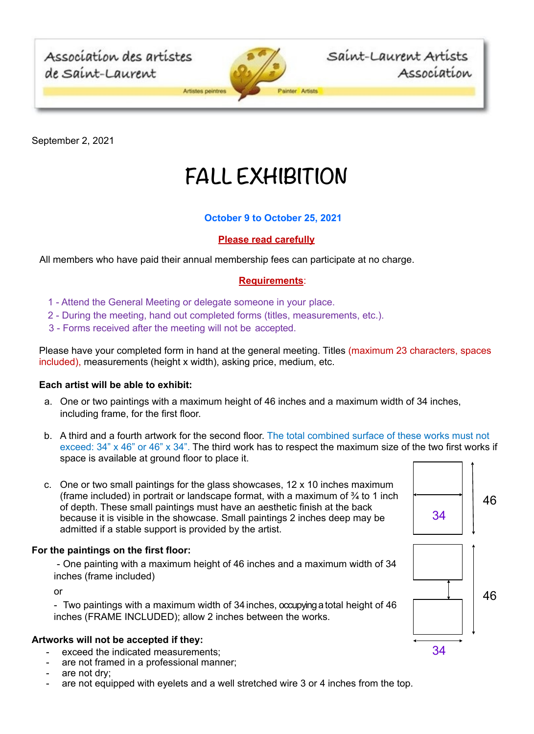Association des artistes de Saint-Laurent — Saint-Laurent Artists Association

September 2, 2021

# FALL EXHIBITION

**October 9 to October 25, 2021**

**Please read carefully**

All members who have paid their annual membership fees can participate at no charge.

**Requirements**:

1 - Attend the General Meeting or delegate someone in your place.
2 - During the meeting, hand out completed forms (titles, measurements, etc.).
3 - Forms received after the meeting will not be accepted.

Please have your completed form in hand at the general meeting. Titles (maximum 23 characters, spaces included), measurements (height x width), asking price, medium, etc.

**Each artist will be able to exhibit:**

a. One or two paintings with a maximum height of 46 inches and a maximum width of 34 inches, including frame, for the first floor.

b. A third and a fourth artwork for the second floor. The total combined surface of these works must not exceed: 34" x 46" or 46" x 34". The third work has to respect the maximum size of the two first works if space is available at ground floor to place it.

c. One or two small paintings for the glass showcases, 12 x 10 inches maximum (frame included) in portrait or landscape format, with a maximum of ¾ to 1 inch of depth. These small paintings must have an aesthetic finish at the back because it is visible in the showcase. Small paintings 2 inches deep may be admitted if a stable support is provided by the artist.

**For the paintings on the first floor:**

- One painting with a maximum height of 46 inches and a maximum width of 34 inches (frame included)

or

- Two paintings with a maximum width of 34 inches, occupying a total height of 46 inches (FRAME INCLUDED); allow 2 inches between the works.

34 / 46

34 / 46

**Artworks will not be accepted if they:**

- exceed the indicated measurements;
- are not framed in a professional manner;
- are not dry;
- are not equipped with eyelets and a well stretched wire 3 or 4 inches from the top.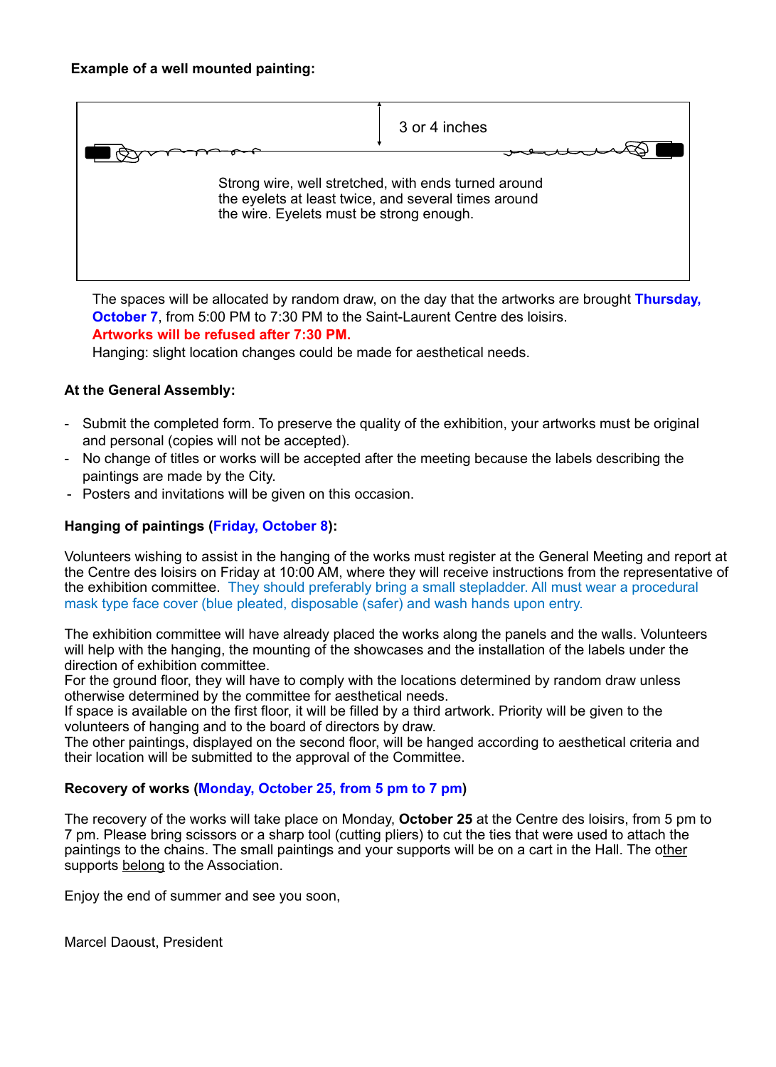**Example of a well mounted painting:**

3 or 4 inches

Strong wire, well stretched, with ends turned around the eyelets at least twice, and several times around the wire. Eyelets must be strong enough.

The spaces will be allocated by random draw, on the day that the artworks are brought **Thursday, October 7**, from 5:00 PM to 7:30 PM to the Saint-Laurent Centre des loisirs.
**Artworks will be refused after 7:30 PM.**
Hanging: slight location changes could be made for aesthetical needs.

**At the General Assembly:**

- Submit the completed form. To preserve the quality of the exhibition, your artworks must be original and personal (copies will not be accepted).
- No change of titles or works will be accepted after the meeting because the labels describing the paintings are made by the City.
- Posters and invitations will be given on this occasion.

**Hanging of paintings (Friday, October 8):**

Volunteers wishing to assist in the hanging of the works must register at the General Meeting and report at the Centre des loisirs on Friday at 10:00 AM, where they will receive instructions from the representative of the exhibition committee. They should preferably bring a small stepladder. All must wear a procedural mask type face cover (blue pleated, disposable (safer) and wash hands upon entry.

The exhibition committee will have already placed the works along the panels and the walls. Volunteers will help with the hanging, the mounting of the showcases and the installation of the labels under the direction of exhibition committee.
For the ground floor, they will have to comply with the locations determined by random draw unless otherwise determined by the committee for aesthetical needs.
If space is available on the first floor, it will be filled by a third artwork. Priority will be given to the volunteers of hanging and to the board of directors by draw.
The other paintings, displayed on the second floor, will be hanged according to aesthetical criteria and their location will be submitted to the approval of the Committee.

**Recovery of works (Monday, October 25, from 5 pm to 7 pm)**

The recovery of the works will take place on Monday, **October 25** at the Centre des loisirs, from 5 pm to 7 pm. Please bring scissors or a sharp tool (cutting pliers) to cut the ties that were used to attach the paintings to the chains. The small paintings and your supports will be on a cart in the Hall. The other supports belong to the Association.

Enjoy the end of summer and see you soon,

Marcel Daoust, President